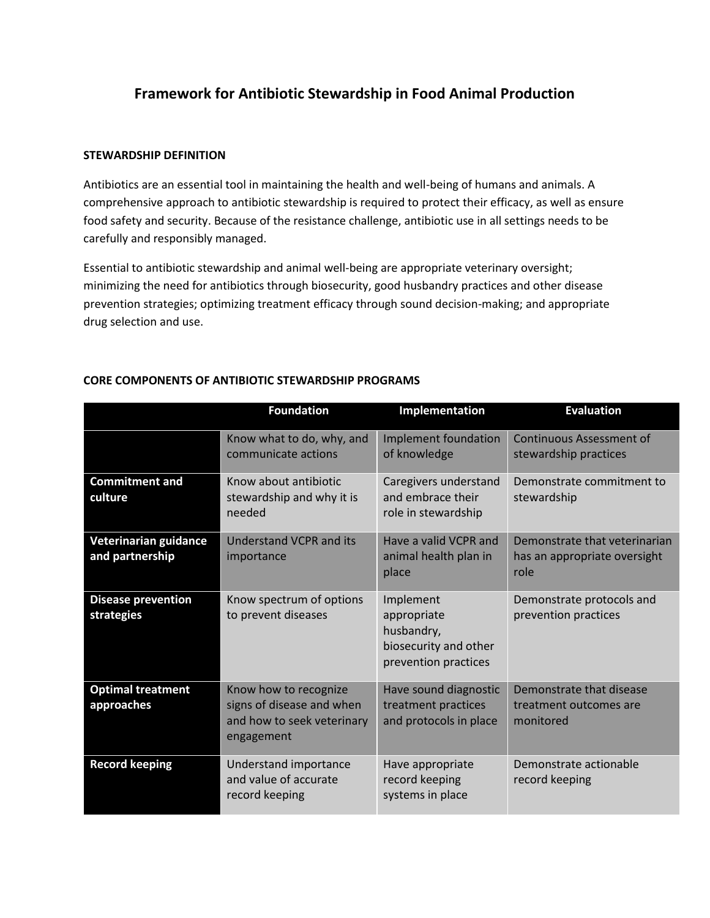# Framework for Antibiotic Stewardship in Food Animal Production

## STEWARDSHIP DEFINITION

Antibiotics are an essential tool in maintaining the health and well-being of humans and animals. A comprehensive approach to antibiotic stewardship is required to protect their efficacy, as well as ensure food safety and security. Because of the resistance challenge, antibiotic use in all settings needs to be carefully and responsibly managed.

Essential to antibiotic stewardship and animal well-being are appropriate veterinary oversight; minimizing the need for antibiotics through biosecurity, good husbandry practices and other disease prevention strategies; optimizing treatment efficacy through sound decision-making; and appropriate drug selection and use.

## CORE COMPONENTS OF ANTIBIOTIC STEWARDSHIP PROGRAMS

| | Foundation | Implementation | Evaluation |
|---|---|---|---|
| | Know what to do, why, and communicate actions | Implement foundation of knowledge | Continuous Assessment of stewardship practices |
| **Commitment and culture** | Know about antibiotic stewardship and why it is needed | Caregivers understand and embrace their role in stewardship | Demonstrate commitment to stewardship |
| **Veterinarian guidance and partnership** | Understand VCPR and its importance | Have a valid VCPR and animal health plan in place | Demonstrate that veterinarian has an appropriate oversight role |
| **Disease prevention strategies** | Know spectrum of options to prevent diseases | Implement appropriate husbandry, biosecurity and other prevention practices | Demonstrate protocols and prevention practices |
| **Optimal treatment approaches** | Know how to recognize signs of disease and when and how to seek veterinary engagement | Have sound diagnostic treatment practices and protocols in place | Demonstrate that disease treatment outcomes are monitored |
| **Record keeping** | Understand importance and value of accurate record keeping | Have appropriate record keeping systems in place | Demonstrate actionable record keeping |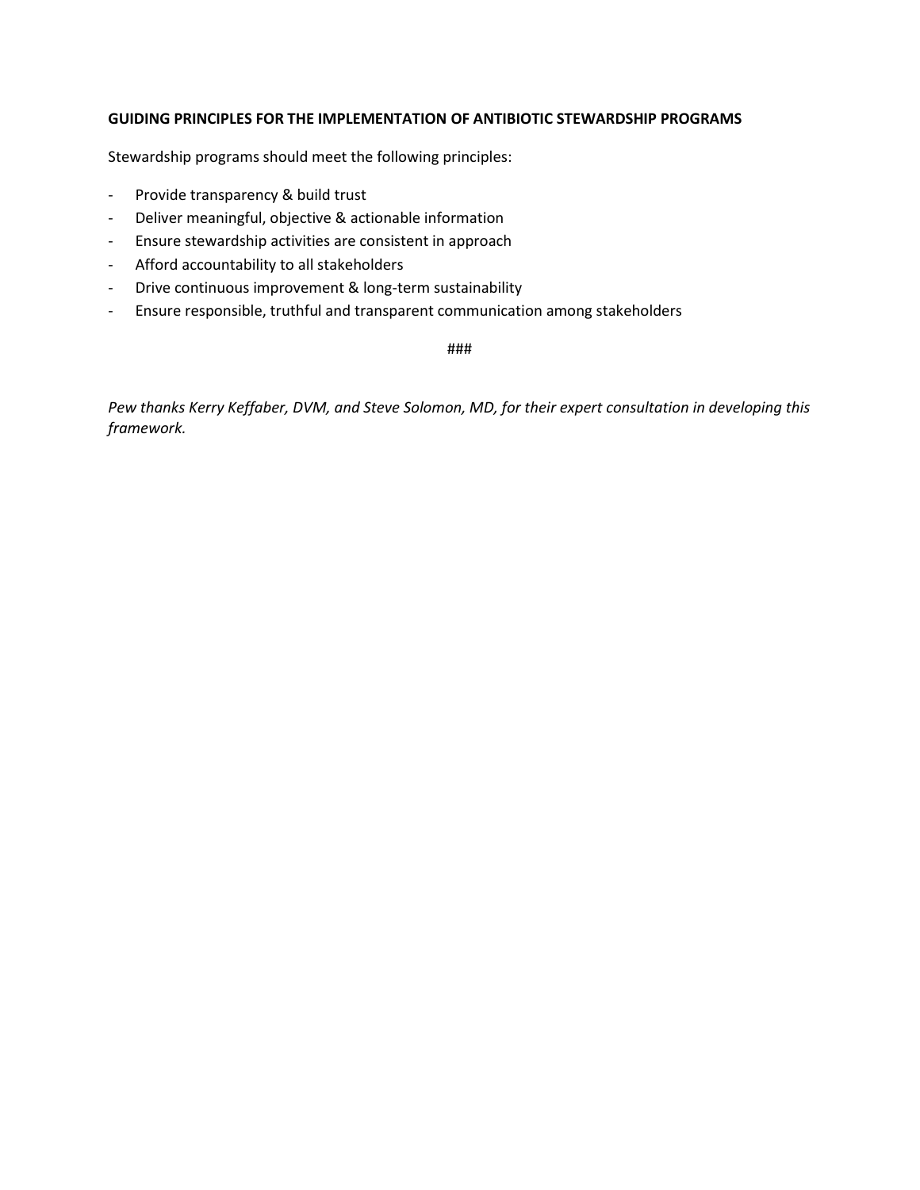**GUIDING PRINCIPLES FOR THE IMPLEMENTATION OF ANTIBIOTIC STEWARDSHIP PROGRAMS**

Stewardship programs should meet the following principles:

- Provide transparency & build trust
- Deliver meaningful, objective & actionable information
- Ensure stewardship activities are consistent in approach
- Afford accountability to all stakeholders
- Drive continuous improvement & long-term sustainability
- Ensure responsible, truthful and transparent communication among stakeholders

###

*Pew thanks Kerry Keffaber, DVM, and Steve Solomon, MD, for their expert consultation in developing this framework.*